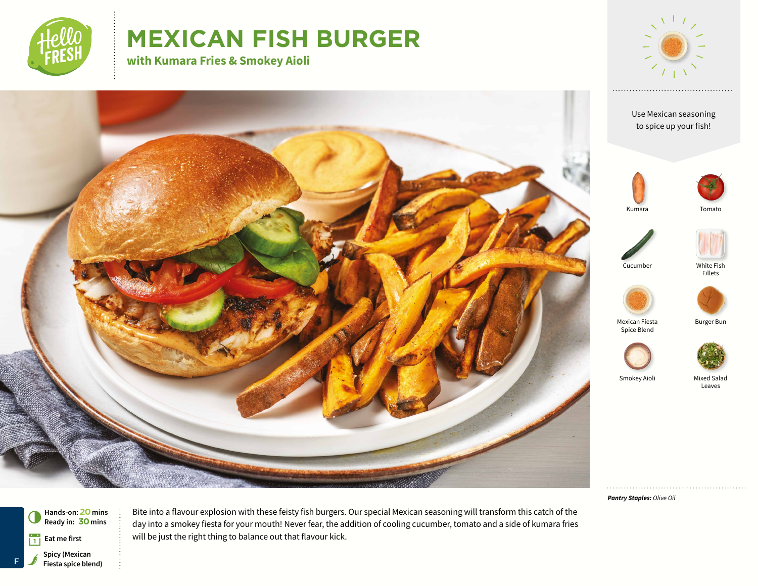# MEXICAN FISH BURGER

## with Kumara Fries & Smokey Aioli

Use Mexican seasoning to spice up your fish!

- Kumara
- Tomato
- Cucumber
- White Fish Fillets
- Mexican Fiesta Spice Blend
- Burger Bun
- Smokey Aioli
- Mixed Salad Leaves

***Pantry Staples:*** *Olive Oil*

Hands-on: **20** mins
Ready in: **30** mins

Eat me first

Spicy (Mexican Fiesta spice blend)

Bite into a flavour explosion with these feisty fish burgers. Our special Mexican seasoning will transform this catch of the day into a smokey fiesta for your mouth! Never fear, the addition of cooling cucumber, tomato and a side of kumara fries will be just the right thing to balance out that flavour kick.

F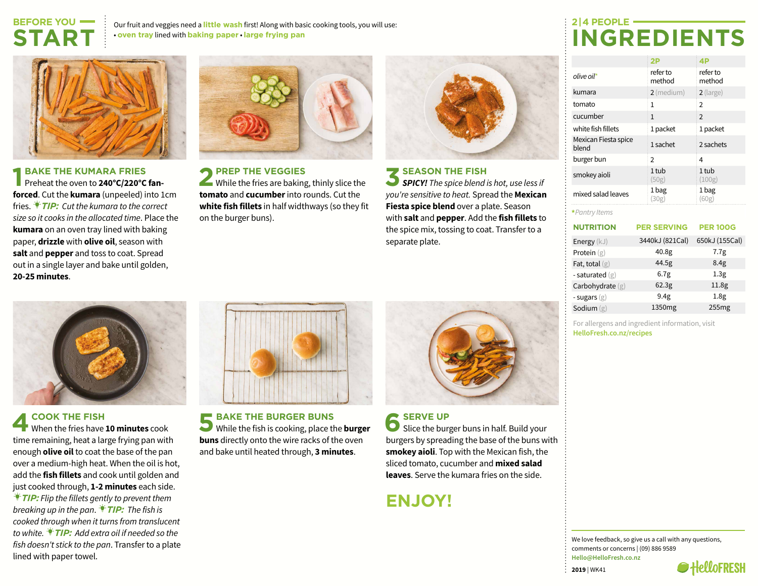## BEFORE YOU START

Our fruit and veggies need a **little wash** first! Along with basic cooking tools, you will use:
• **oven tray** lined with **baking paper** • **large frying pan**

### 1 BAKE THE KUMARA FRIES

Preheat the oven to **240°C/220°C fan-forced**. Cut the **kumara** (unpeeled) into 1cm fries. ***TIP:*** *Cut the kumara to the correct size so it cooks in the allocated time*. Place the **kumara** on an oven tray lined with baking paper, **drizzle** with **olive oil**, season with **salt** and **pepper** and toss to coat. Spread out in a single layer and bake until golden, **20-25 minutes**.

### 2 PREP THE VEGGIES

While the fries are baking, thinly slice the **tomato** and **cucumber** into rounds. Cut the **white fish fillets** in half widthways (so they fit on the burger buns).

### 3 SEASON THE FISH

***SPICY!*** *The spice blend is hot, use less if you're sensitive to heat.* Spread the **Mexican Fiesta spice blend** over a plate. Season with **salt** and **pepper**. Add the **fish fillets** to the spice mix, tossing to coat. Transfer to a separate plate.

### 4 COOK THE FISH

When the fries have **10 minutes** cook time remaining, heat a large frying pan with enough **olive oil** to coat the base of the pan over a medium-high heat. When the oil is hot, add the **fish fillets** and cook until golden and just cooked through, **1-2 minutes** each side. ***TIP:*** *Flip the fillets gently to prevent them breaking up in the pan.* ***TIP:*** *The fish is cooked through when it turns from translucent to white.* ***TIP:*** *Add extra oil if needed so the fish doesn't stick to the pan*. Transfer to a plate lined with paper towel.

### 5 BAKE THE BURGER BUNS

While the fish is cooking, place the **burger buns** directly onto the wire racks of the oven and bake until heated through, **3 minutes**.

### 6 SERVE UP

Slice the burger buns in half. Build your burgers by spreading the base of the buns with **smokey aioli**. Top with the Mexican fish, the sliced tomato, cucumber and **mixed salad leaves**. Serve the kumara fries on the side.

## ENJOY!

## 2|4 PEOPLE INGREDIENTS

| | 2P | 4P |
|---|---|---|
| *olive oil** | refer to method | refer to method |
| kumara | 2 (medium) | 2 (large) |
| tomato | 1 | 2 |
| cucumber | 1 | 2 |
| white fish fillets | 1 packet | 1 packet |
| Mexican Fiesta spice blend | 1 sachet | 2 sachets |
| burger bun | 2 | 4 |
| smokey aioli | 1 tub (50g) | 1 tub (100g) |
| mixed salad leaves | 1 bag (30g) | 1 bag (60g) |

**Pantry Items*

| NUTRITION | PER SERVING | PER 100G |
|---|---|---|
| Energy (kJ) | 3440kJ (821Cal) | 650kJ (155Cal) |
| Protein (g) | 40.8g | 7.7g |
| Fat, total (g) | 44.5g | 8.4g |
| - saturated (g) | 6.7g | 1.3g |
| Carbohydrate (g) | 62.3g | 11.8g |
| - sugars (g) | 9.4g | 1.8g |
| Sodium (g) | 1350mg | 255mg |

For allergens and ingredient information, visit HelloFresh.co.nz/recipes

We love feedback, so give us a call with any questions, comments or concerns | (09) 886 9589
Hello@HelloFresh.co.nz

**2019** | WK41

HelloFRESH